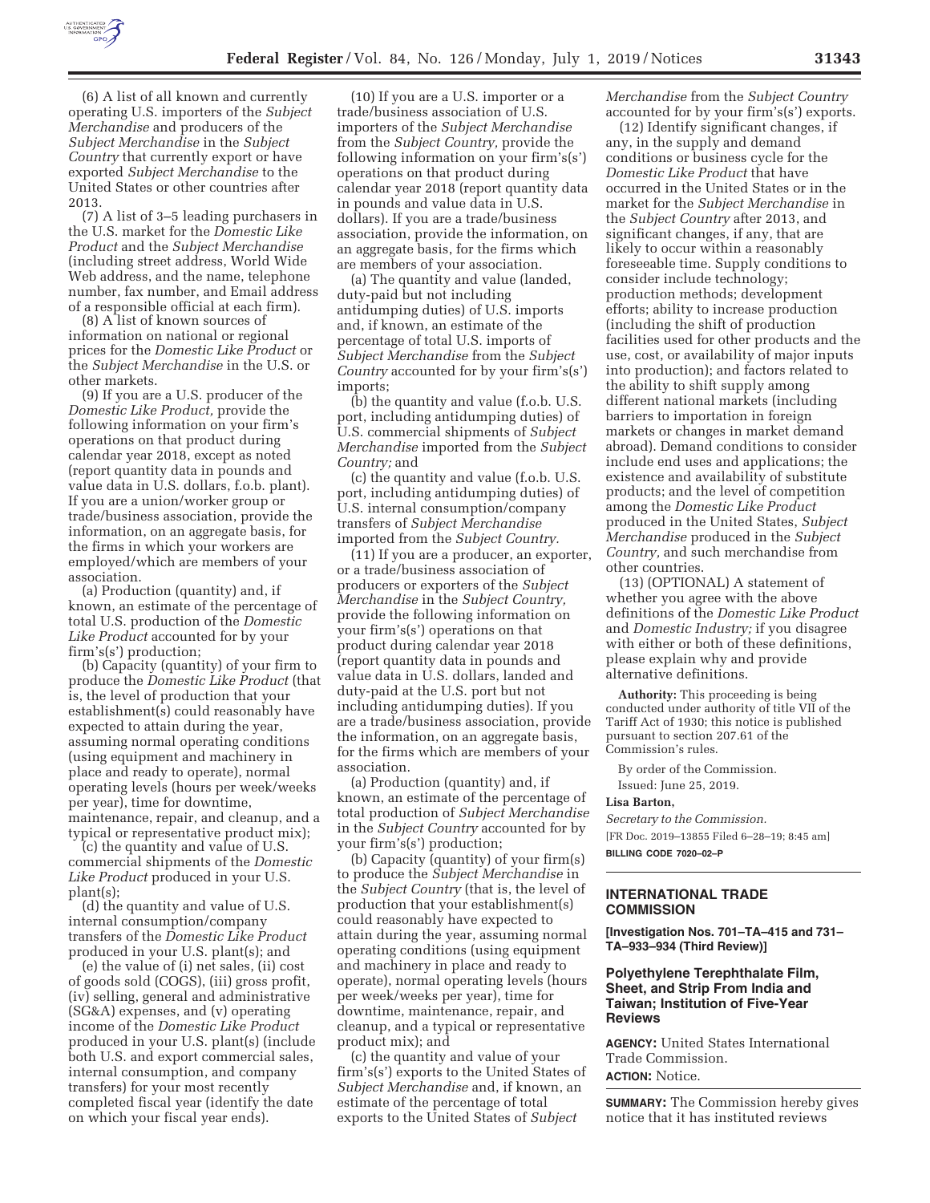(6) A list of all known and currently operating U.S. importers of the *Subject Merchandise* and producers of the *Subject Merchandise* in the *Subject Country* that currently export or have exported *Subject Merchandise* to the United States or other countries after 2013.

(7) A list of 3–5 leading purchasers in the U.S. market for the *Domestic Like Product* and the *Subject Merchandise* (including street address, World Wide Web address, and the name, telephone number, fax number, and Email address of a responsible official at each firm).

(8) A list of known sources of information on national or regional prices for the *Domestic Like Product* or the *Subject Merchandise* in the U.S. or other markets.

(9) If you are a U.S. producer of the *Domestic Like Product,* provide the following information on your firm's operations on that product during calendar year 2018, except as noted (report quantity data in pounds and value data in U.S. dollars, f.o.b. plant). If you are a union/worker group or trade/business association, provide the information, on an aggregate basis, for the firms in which your workers are employed/which are members of your association.

(a) Production (quantity) and, if known, an estimate of the percentage of total U.S. production of the *Domestic Like Product* accounted for by your firm's(s') production;

(b) Capacity (quantity) of your firm to produce the *Domestic Like Product* (that is, the level of production that your establishment(s) could reasonably have expected to attain during the year, assuming normal operating conditions (using equipment and machinery in place and ready to operate), normal operating levels (hours per week/weeks per year), time for downtime, maintenance, repair, and cleanup, and a typical or representative product mix);

(c) the quantity and value of U.S. commercial shipments of the *Domestic Like Product* produced in your U.S. plant(s);

(d) the quantity and value of U.S. internal consumption/company transfers of the *Domestic Like Product* produced in your U.S. plant(s); and

(e) the value of (i) net sales, (ii) cost of goods sold (COGS), (iii) gross profit, (iv) selling, general and administrative (SG&A) expenses, and (v) operating income of the *Domestic Like Product* produced in your U.S. plant(s) (include both U.S. and export commercial sales, internal consumption, and company transfers) for your most recently completed fiscal year (identify the date on which your fiscal year ends).

(10) If you are a U.S. importer or a trade/business association of U.S. importers of the *Subject Merchandise* from the *Subject Country,* provide the following information on your firm's(s') operations on that product during calendar year 2018 (report quantity data in pounds and value data in U.S. dollars). If you are a trade/business association, provide the information, on an aggregate basis, for the firms which are members of your association.

(a) The quantity and value (landed, duty-paid but not including antidumping duties) of U.S. imports and, if known, an estimate of the percentage of total U.S. imports of *Subject Merchandise* from the *Subject Country* accounted for by your firm's(s') imports;

(b) the quantity and value (f.o.b. U.S. port, including antidumping duties) of U.S. commercial shipments of *Subject Merchandise* imported from the *Subject Country;* and

(c) the quantity and value (f.o.b. U.S. port, including antidumping duties) of U.S. internal consumption/company transfers of *Subject Merchandise* imported from the *Subject Country.*

(11) If you are a producer, an exporter, or a trade/business association of producers or exporters of the *Subject Merchandise* in the *Subject Country,* provide the following information on your firm's(s') operations on that product during calendar year 2018 (report quantity data in pounds and value data in U.S. dollars, landed and duty-paid at the U.S. port but not including antidumping duties). If you are a trade/business association, provide the information, on an aggregate basis, for the firms which are members of your association.

(a) Production (quantity) and, if known, an estimate of the percentage of total production of *Subject Merchandise* in the *Subject Country* accounted for by your firm's(s') production;

(b) Capacity (quantity) of your firm(s) to produce the *Subject Merchandise* in the *Subject Country* (that is, the level of production that your establishment(s) could reasonably have expected to attain during the year, assuming normal operating conditions (using equipment and machinery in place and ready to operate), normal operating levels (hours per week/weeks per year), time for downtime, maintenance, repair, and cleanup, and a typical or representative product mix); and

(c) the quantity and value of your firm's(s') exports to the United States of *Subject Merchandise* and, if known, an estimate of the percentage of total exports to the United States of *Subject Merchandise* from the *Subject Country* accounted for by your firm's(s') exports.

(12) Identify significant changes, if any, in the supply and demand conditions or business cycle for the *Domestic Like Product* that have occurred in the United States or in the market for the *Subject Merchandise* in the *Subject Country* after 2013, and significant changes, if any, that are likely to occur within a reasonably foreseeable time. Supply conditions to consider include technology; production methods; development efforts; ability to increase production (including the shift of production facilities used for other products and the use, cost, or availability of major inputs into production); and factors related to the ability to shift supply among different national markets (including barriers to importation in foreign markets or changes in market demand abroad). Demand conditions to consider include end uses and applications; the existence and availability of substitute products; and the level of competition among the *Domestic Like Product* produced in the United States, *Subject Merchandise* produced in the *Subject Country,* and such merchandise from other countries.

(13) (OPTIONAL) A statement of whether you agree with the above definitions of the *Domestic Like Product* and *Domestic Industry;* if you disagree with either or both of these definitions, please explain why and provide alternative definitions.

**Authority:** This proceeding is being conducted under authority of title VII of the Tariff Act of 1930; this notice is published pursuant to section 207.61 of the Commission's rules.

By order of the Commission.

Issued: June 25, 2019.

**Lisa Barton,**

*Secretary to the Commission.*

[FR Doc. 2019–13855 Filed 6–28–19; 8:45 am]

**BILLING CODE 7020–02–P**

## INTERNATIONAL TRADE COMMISSION

**[Investigation Nos. 701–TA–415 and 731–TA–933–934 (Third Review)]**

### Polyethylene Terephthalate Film, Sheet, and Strip From India and Taiwan; Institution of Five-Year Reviews

**AGENCY:** United States International Trade Commission.

**ACTION:** Notice.

**SUMMARY:** The Commission hereby gives notice that it has instituted reviews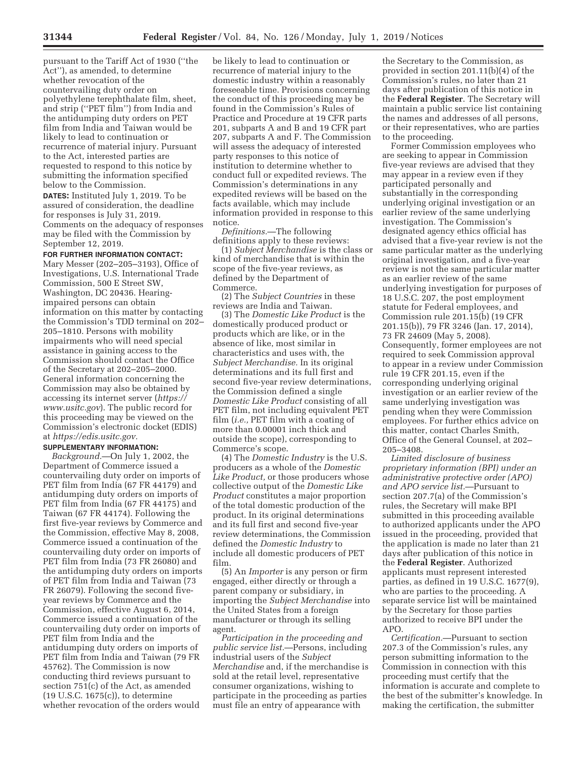pursuant to the Tariff Act of 1930 (''the Act''), as amended, to determine whether revocation of the countervailing duty order on polyethylene terephthalate film, sheet, and strip (''PET film'') from India and the antidumping duty orders on PET film from India and Taiwan would be likely to lead to continuation or recurrence of material injury. Pursuant to the Act, interested parties are requested to respond to this notice by submitting the information specified below to the Commission.

**DATES:** Instituted July 1, 2019. To be assured of consideration, the deadline for responses is July 31, 2019. Comments on the adequacy of responses may be filed with the Commission by September 12, 2019.

**FOR FURTHER INFORMATION CONTACT:** Mary Messer (202–205–3193), Office of Investigations, U.S. International Trade Commission, 500 E Street SW, Washington, DC 20436. Hearing-impaired persons can obtain information on this matter by contacting the Commission's TDD terminal on 202–205–1810. Persons with mobility impairments who will need special assistance in gaining access to the Commission should contact the Office of the Secretary at 202–205–2000. General information concerning the Commission may also be obtained by accessing its internet server (*https://www.usitc.gov*). The public record for this proceeding may be viewed on the Commission's electronic docket (EDIS) at *https://edis.usitc.gov*.

**SUPPLEMENTARY INFORMATION:**

*Background.*—On July 1, 2002, the Department of Commerce issued a countervailing duty order on imports of PET film from India (67 FR 44179) and antidumping duty orders on imports of PET film from India (67 FR 44175) and Taiwan (67 FR 44174). Following the first five-year reviews by Commerce and the Commission, effective May 8, 2008, Commerce issued a continuation of the countervailing duty order on imports of PET film from India (73 FR 26080) and the antidumping duty orders on imports of PET film from India and Taiwan (73 FR 26079). Following the second five-year reviews by Commerce and the Commission, effective August 6, 2014, Commerce issued a continuation of the countervailing duty order on imports of PET film from India and the antidumping duty orders on imports of PET film from India and Taiwan (79 FR 45762). The Commission is now conducting third reviews pursuant to section 751(c) of the Act, as amended (19 U.S.C. 1675(c)), to determine whether revocation of the orders would be likely to lead to continuation or recurrence of material injury to the domestic industry within a reasonably foreseeable time. Provisions concerning the conduct of this proceeding may be found in the Commission's Rules of Practice and Procedure at 19 CFR parts 201, subparts A and B and 19 CFR part 207, subparts A and F. The Commission will assess the adequacy of interested party responses to this notice of institution to determine whether to conduct full or expedited reviews. The Commission's determinations in any expedited reviews will be based on the facts available, which may include information provided in response to this notice.

*Definitions.*—The following definitions apply to these reviews:

(1) *Subject Merchandise* is the class or kind of merchandise that is within the scope of the five-year reviews, as defined by the Department of Commerce.

(2) The *Subject Countries* in these reviews are India and Taiwan.

(3) The *Domestic Like Product* is the domestically produced product or products which are like, or in the absence of like, most similar in characteristics and uses with, the *Subject Merchandise*. In its original determinations and its full first and second five-year review determinations, the Commission defined a single *Domestic Like Product* consisting of all PET film, not including equivalent PET film (*i.e.,* PET film with a coating of more than 0.00001 inch thick and outside the scope), corresponding to Commerce's scope.

(4) The *Domestic Industry* is the U.S. producers as a whole of the *Domestic Like Product,* or those producers whose collective output of the *Domestic Like Product* constitutes a major proportion of the total domestic production of the product. In its original determinations and its full first and second five-year review determinations, the Commission defined the *Domestic Industry* to include all domestic producers of PET film.

(5) An *Importer* is any person or firm engaged, either directly or through a parent company or subsidiary, in importing the *Subject Merchandise* into the United States from a foreign manufacturer or through its selling agent.

*Participation in the proceeding and public service list.*—Persons, including industrial users of the *Subject Merchandise* and, if the merchandise is sold at the retail level, representative consumer organizations, wishing to participate in the proceeding as parties must file an entry of appearance with the Secretary to the Commission, as provided in section 201.11(b)(4) of the Commission's rules, no later than 21 days after publication of this notice in the **Federal Register**. The Secretary will maintain a public service list containing the names and addresses of all persons, or their representatives, who are parties to the proceeding.

Former Commission employees who are seeking to appear in Commission five-year reviews are advised that they may appear in a review even if they participated personally and substantially in the corresponding underlying original investigation or an earlier review of the same underlying investigation. The Commission's designated agency ethics official has advised that a five-year review is not the same particular matter as the underlying original investigation, and a five-year review is not the same particular matter as an earlier review of the same underlying investigation for purposes of 18 U.S.C. 207, the post employment statute for Federal employees, and Commission rule 201.15(b) (19 CFR 201.15(b)), 79 FR 3246 (Jan. 17, 2014), 73 FR 24609 (May 5, 2008). Consequently, former employees are not required to seek Commission approval to appear in a review under Commission rule 19 CFR 201.15, even if the corresponding underlying original investigation or an earlier review of the same underlying investigation was pending when they were Commission employees. For further ethics advice on this matter, contact Charles Smith, Office of the General Counsel, at 202–205–3408.

*Limited disclosure of business proprietary information (BPI) under an administrative protective order (APO) and APO service list.*—Pursuant to section 207.7(a) of the Commission's rules, the Secretary will make BPI submitted in this proceeding available to authorized applicants under the APO issued in the proceeding, provided that the application is made no later than 21 days after publication of this notice in the **Federal Register**. Authorized applicants must represent interested parties, as defined in 19 U.S.C. 1677(9), who are parties to the proceeding. A separate service list will be maintained by the Secretary for those parties authorized to receive BPI under the APO.

*Certification.*—Pursuant to section 207.3 of the Commission's rules, any person submitting information to the Commission in connection with this proceeding must certify that the information is accurate and complete to the best of the submitter's knowledge. In making the certification, the submitter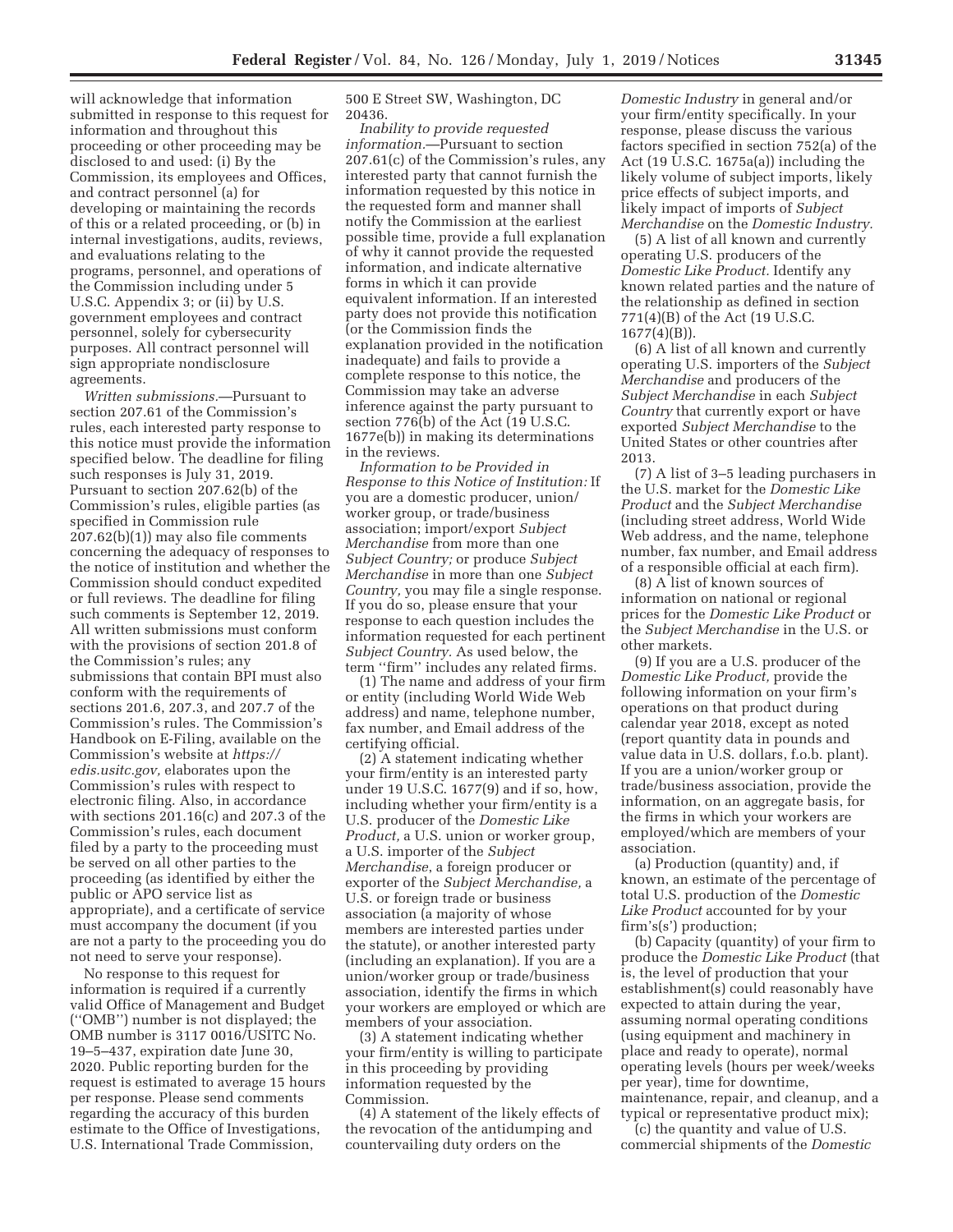will acknowledge that information submitted in response to this request for information and throughout this proceeding or other proceeding may be disclosed to and used: (i) By the Commission, its employees and Offices, and contract personnel (a) for developing or maintaining the records of this or a related proceeding, or (b) in internal investigations, audits, reviews, and evaluations relating to the programs, personnel, and operations of the Commission including under 5 U.S.C. Appendix 3; or (ii) by U.S. government employees and contract personnel, solely for cybersecurity purposes. All contract personnel will sign appropriate nondisclosure agreements.

*Written submissions.*—Pursuant to section 207.61 of the Commission's rules, each interested party response to this notice must provide the information specified below. The deadline for filing such responses is July 31, 2019. Pursuant to section 207.62(b) of the Commission's rules, eligible parties (as specified in Commission rule 207.62(b)(1)) may also file comments concerning the adequacy of responses to the notice of institution and whether the Commission should conduct expedited or full reviews. The deadline for filing such comments is September 12, 2019. All written submissions must conform with the provisions of section 201.8 of the Commission's rules; any submissions that contain BPI must also conform with the requirements of sections 201.6, 207.3, and 207.7 of the Commission's rules. The Commission's Handbook on E-Filing, available on the Commission's website at *https://edis.usitc.gov,* elaborates upon the Commission's rules with respect to electronic filing. Also, in accordance with sections 201.16(c) and 207.3 of the Commission's rules, each document filed by a party to the proceeding must be served on all other parties to the proceeding (as identified by either the public or APO service list as appropriate), and a certificate of service must accompany the document (if you are not a party to the proceeding you do not need to serve your response).

No response to this request for information is required if a currently valid Office of Management and Budget (''OMB'') number is not displayed; the OMB number is 3117 0016/USITC No. 19–5–437, expiration date June 30, 2020. Public reporting burden for the request is estimated to average 15 hours per response. Please send comments regarding the accuracy of this burden estimate to the Office of Investigations, U.S. International Trade Commission, 500 E Street SW, Washington, DC 20436.

*Inability to provide requested information.*—Pursuant to section 207.61(c) of the Commission's rules, any interested party that cannot furnish the information requested by this notice in the requested form and manner shall notify the Commission at the earliest possible time, provide a full explanation of why it cannot provide the requested information, and indicate alternative forms in which it can provide equivalent information. If an interested party does not provide this notification (or the Commission finds the explanation provided in the notification inadequate) and fails to provide a complete response to this notice, the Commission may take an adverse inference against the party pursuant to section 776(b) of the Act (19 U.S.C. 1677e(b)) in making its determinations in the reviews.

*Information to be Provided in Response to this Notice of Institution:* If you are a domestic producer, union/worker group, or trade/business association; import/export *Subject Merchandise* from more than one *Subject Country;* or produce *Subject Merchandise* in more than one *Subject Country,* you may file a single response. If you do so, please ensure that your response to each question includes the information requested for each pertinent *Subject Country.* As used below, the term ''firm'' includes any related firms.

(1) The name and address of your firm or entity (including World Wide Web address) and name, telephone number, fax number, and Email address of the certifying official.

(2) A statement indicating whether your firm/entity is an interested party under 19 U.S.C. 1677(9) and if so, how, including whether your firm/entity is a U.S. producer of the *Domestic Like Product,* a U.S. union or worker group, a U.S. importer of the *Subject Merchandise*, a foreign producer or exporter of the *Subject Merchandise,* a U.S. or foreign trade or business association (a majority of whose members are interested parties under the statute), or another interested party (including an explanation). If you are a union/worker group or trade/business association, identify the firms in which your workers are employed or which are members of your association.

(3) A statement indicating whether your firm/entity is willing to participate in this proceeding by providing information requested by the Commission.

(4) A statement of the likely effects of the revocation of the antidumping and countervailing duty orders on the *Domestic Industry* in general and/or your firm/entity specifically. In your response, please discuss the various factors specified in section 752(a) of the Act (19 U.S.C. 1675a(a)) including the likely volume of subject imports, likely price effects of subject imports, and likely impact of imports of *Subject Merchandise* on the *Domestic Industry.*

(5) A list of all known and currently operating U.S. producers of the *Domestic Like Product.* Identify any known related parties and the nature of the relationship as defined in section 771(4)(B) of the Act (19 U.S.C. 1677(4)(B)).

(6) A list of all known and currently operating U.S. importers of the *Subject Merchandise* and producers of the *Subject Merchandise* in each *Subject Country* that currently export or have exported *Subject Merchandise* to the United States or other countries after 2013.

(7) A list of 3–5 leading purchasers in the U.S. market for the *Domestic Like Product* and the *Subject Merchandise* (including street address, World Wide Web address, and the name, telephone number, fax number, and Email address of a responsible official at each firm).

(8) A list of known sources of information on national or regional prices for the *Domestic Like Product* or the *Subject Merchandise* in the U.S. or other markets.

(9) If you are a U.S. producer of the *Domestic Like Product,* provide the following information on your firm's operations on that product during calendar year 2018, except as noted (report quantity data in pounds and value data in U.S. dollars, f.o.b. plant). If you are a union/worker group or trade/business association, provide the information, on an aggregate basis, for the firms in which your workers are employed/which are members of your association.

(a) Production (quantity) and, if known, an estimate of the percentage of total U.S. production of the *Domestic Like Product* accounted for by your firm's(s') production;

(b) Capacity (quantity) of your firm to produce the *Domestic Like Product* (that is, the level of production that your establishment(s) could reasonably have expected to attain during the year, assuming normal operating conditions (using equipment and machinery in place and ready to operate), normal operating levels (hours per week/weeks per year), time for downtime, maintenance, repair, and cleanup, and a typical or representative product mix);

(c) the quantity and value of U.S. commercial shipments of the *Domestic*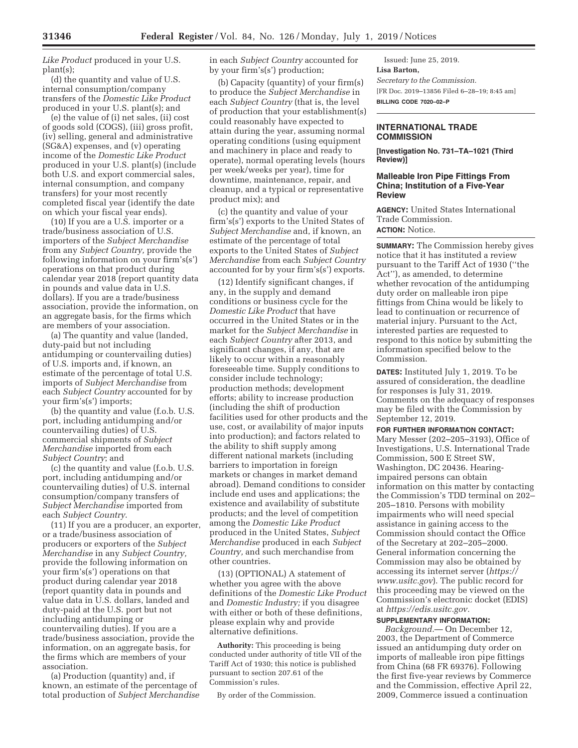*Like Product* produced in your U.S. plant(s);

(d) the quantity and value of U.S. internal consumption/company transfers of the *Domestic Like Product* produced in your U.S. plant(s); and

(e) the value of (i) net sales, (ii) cost of goods sold (COGS), (iii) gross profit, (iv) selling, general and administrative (SG&A) expenses, and (v) operating income of the *Domestic Like Product* produced in your U.S. plant(s) (include both U.S. and export commercial sales, internal consumption, and company transfers) for your most recently completed fiscal year (identify the date on which your fiscal year ends).

(10) If you are a U.S. importer or a trade/business association of U.S. importers of the *Subject Merchandise* from any *Subject Country,* provide the following information on your firm's(s') operations on that product during calendar year 2018 (report quantity data in pounds and value data in U.S. dollars). If you are a trade/business association, provide the information, on an aggregate basis, for the firms which are members of your association.

(a) The quantity and value (landed, duty-paid but not including antidumping or countervailing duties) of U.S. imports and, if known, an estimate of the percentage of total U.S. imports of *Subject Merchandise* from each *Subject Country* accounted for by your firm's(s') imports;

(b) the quantity and value (f.o.b. U.S. port, including antidumping and/or countervailing duties) of U.S. commercial shipments of *Subject Merchandise* imported from each *Subject Country*; and

(c) the quantity and value (f.o.b. U.S. port, including antidumping and/or countervailing duties) of U.S. internal consumption/company transfers of *Subject Merchandise* imported from each *Subject Country*.

(11) If you are a producer, an exporter, or a trade/business association of producers or exporters of the *Subject Merchandise* in any *Subject Country,* provide the following information on your firm's(s') operations on that product during calendar year 2018 (report quantity data in pounds and value data in U.S. dollars, landed and duty-paid at the U.S. port but not including antidumping or countervailing duties). If you are a trade/business association, provide the information, on an aggregate basis, for the firms which are members of your association.

(a) Production (quantity) and, if known, an estimate of the percentage of total production of *Subject Merchandise* in each *Subject Country* accounted for by your firm's(s') production;

(b) Capacity (quantity) of your firm(s) to produce the *Subject Merchandise* in each *Subject Country* (that is, the level of production that your establishment(s) could reasonably have expected to attain during the year, assuming normal operating conditions (using equipment and machinery in place and ready to operate), normal operating levels (hours per week/weeks per year), time for downtime, maintenance, repair, and cleanup, and a typical or representative product mix); and

(c) the quantity and value of your firm's(s') exports to the United States of *Subject Merchandise* and, if known, an estimate of the percentage of total exports to the United States of *Subject Merchandise* from each *Subject Country* accounted for by your firm's(s') exports.

(12) Identify significant changes, if any, in the supply and demand conditions or business cycle for the *Domestic Like Product* that have occurred in the United States or in the market for the *Subject Merchandise* in each *Subject Country* after 2013, and significant changes, if any, that are likely to occur within a reasonably foreseeable time. Supply conditions to consider include technology; production methods; development efforts; ability to increase production (including the shift of production facilities used for other products and the use, cost, or availability of major inputs into production); and factors related to the ability to shift supply among different national markets (including barriers to importation in foreign markets or changes in market demand abroad). Demand conditions to consider include end uses and applications; the existence and availability of substitute products; and the level of competition among the *Domestic Like Product* produced in the United States, *Subject Merchandise* produced in each *Subject Country,* and such merchandise from other countries.

(13) (OPTIONAL) A statement of whether you agree with the above definitions of the *Domestic Like Product* and *Domestic Industry;* if you disagree with either or both of these definitions, please explain why and provide alternative definitions.

**Authority:** This proceeding is being conducted under authority of title VII of the Tariff Act of 1930; this notice is published pursuant to section 207.61 of the Commission's rules.

By order of the Commission.

Issued: June 25, 2019.

**Lisa Barton,**

*Secretary to the Commission.*

[FR Doc. 2019–13856 Filed 6–28–19; 8:45 am]

**BILLING CODE 7020–02–P**

---

## INTERNATIONAL TRADE COMMISSION

**[Investigation No. 731–TA–1021 (Third Review)]**

## Malleable Iron Pipe Fittings From China; Institution of a Five-Year Review

**AGENCY:** United States International Trade Commission.

**ACTION:** Notice.

**SUMMARY:** The Commission hereby gives notice that it has instituted a review pursuant to the Tariff Act of 1930 (''the Act''), as amended, to determine whether revocation of the antidumping duty order on malleable iron pipe fittings from China would be likely to lead to continuation or recurrence of material injury. Pursuant to the Act, interested parties are requested to respond to this notice by submitting the information specified below to the Commission.

**DATES:** Instituted July 1, 2019. To be assured of consideration, the deadline for responses is July 31, 2019. Comments on the adequacy of responses may be filed with the Commission by September 12, 2019.

**FOR FURTHER INFORMATION CONTACT:** Mary Messer (202–205–3193), Office of Investigations, U.S. International Trade Commission, 500 E Street SW, Washington, DC 20436. Hearing-impaired persons can obtain information on this matter by contacting the Commission's TDD terminal on 202–205–1810. Persons with mobility impairments who will need special assistance in gaining access to the Commission should contact the Office of the Secretary at 202–205–2000. General information concerning the Commission may also be obtained by accessing its internet server (*https://www.usitc.gov*). The public record for this proceeding may be viewed on the Commission's electronic docket (EDIS) at *https://edis.usitc.gov.*

**SUPPLEMENTARY INFORMATION:**

*Background.*— On December 12, 2003, the Department of Commerce issued an antidumping duty order on imports of malleable iron pipe fittings from China (68 FR 69376). Following the first five-year reviews by Commerce and the Commission, effective April 22, 2009, Commerce issued a continuation